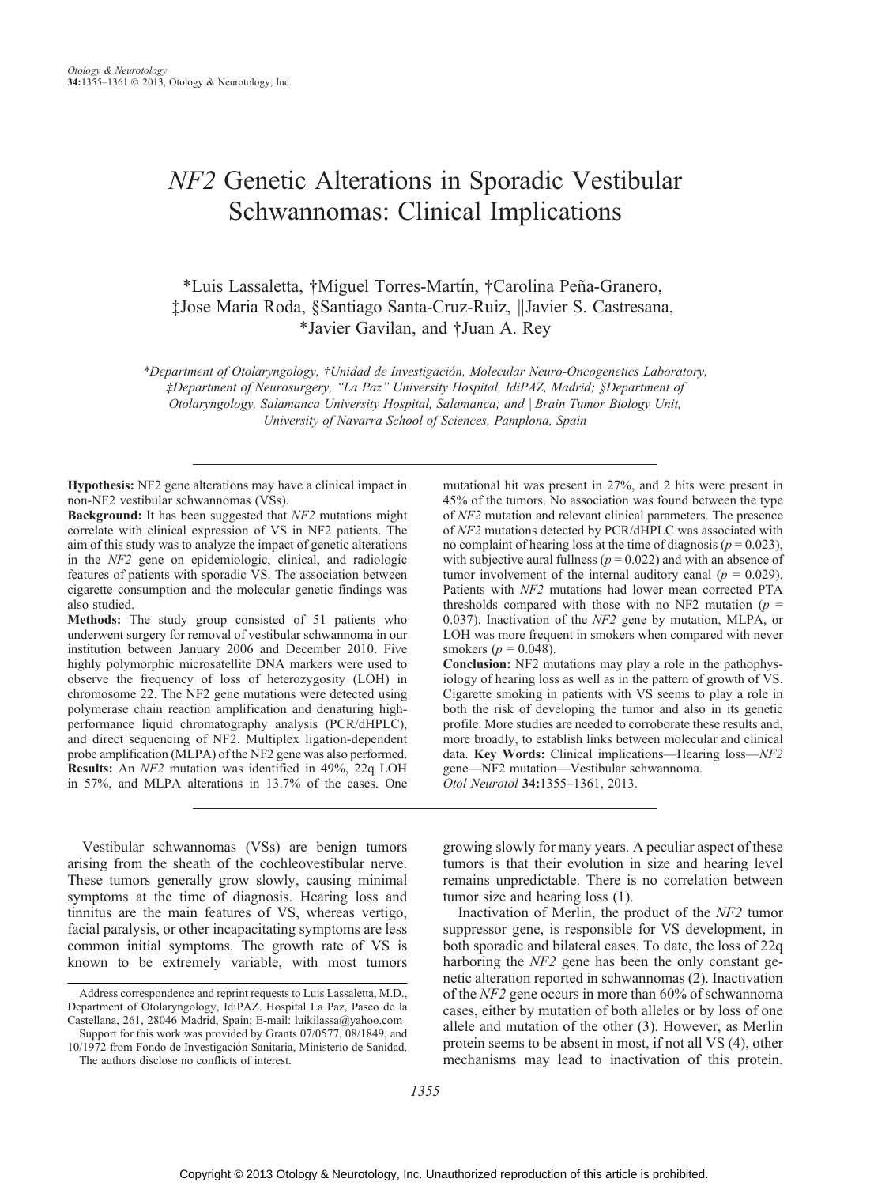# *NF2* Genetic Alterations in Sporadic Vestibular Schwannomas: Clinical Implications

*Luis Lassaletta, †Miguel Torres-Martín, †Carolina Peña-Granero, ‡Jose Maria Roda, §Santiago Santa-Cruz-Ruiz, ||Javier S. Castresana, *Javier Gavilan, and †Juan A. Rey

*\*Department of Otolaryngology, †Unidad de Investigación, Molecular Neuro-Oncogenetics Laboratory, ‡Department of Neurosurgery, "La Paz" University Hospital, IdiPAZ, Madrid; §Department of Otolaryngology, Salamanca University Hospital, Salamanca; and ||Brain Tumor Biology Unit, University of Navarra School of Sciences, Pamplona, Spain*

---

**Hypothesis:** NF2 gene alterations may have a clinical impact in non-NF2 vestibular schwannomas (VSs).
**Background:** It has been suggested that *NF2* mutations might correlate with clinical expression of VS in NF2 patients. The aim of this study was to analyze the impact of genetic alterations in the *NF2* gene on epidemiologic, clinical, and radiologic features of patients with sporadic VS. The association between cigarette consumption and the molecular genetic findings was also studied.
**Methods:** The study group consisted of 51 patients who underwent surgery for removal of vestibular schwannoma in our institution between January 2006 and December 2010. Five highly polymorphic microsatellite DNA markers were used to observe the frequency of loss of heterozygosity (LOH) in chromosome 22. The NF2 gene mutations were detected using polymerase chain reaction amplification and denaturing high-performance liquid chromatography analysis (PCR/dHPLC), and direct sequencing of NF2. Multiplex ligation-dependent probe amplification (MLPA) of the NF2 gene was also performed.
**Results:** An *NF2* mutation was identified in 49%, 22q LOH in 57%, and MLPA alterations in 13.7% of the cases. One mutational hit was present in 27%, and 2 hits were present in 45% of the tumors. No association was found between the type of *NF2* mutation and relevant clinical parameters. The presence of *NF2* mutations detected by PCR/dHPLC was associated with no complaint of hearing loss at the time of diagnosis ($p = 0.023$), with subjective aural fullness ($p = 0.022$) and with an absence of tumor involvement of the internal auditory canal ($p = 0.029$). Patients with *NF2* mutations had lower mean corrected PTA thresholds compared with those with no NF2 mutation ($p = 0.037$). Inactivation of the *NF2* gene by mutation, MLPA, or LOH was more frequent in smokers when compared with never smokers ($p = 0.048$).
**Conclusion:** NF2 mutations may play a role in the pathophysiology of hearing loss as well as in the pattern of growth of VS. Cigarette smoking in patients with VS seems to play a role in both the risk of developing the tumor and also in its genetic profile. More studies are needed to corroborate these results and, more broadly, to establish links between molecular and clinical data. **Key Words:** Clinical implications—Hearing loss—*NF2* gene—NF2 mutation—Vestibular schwannoma.
*Otol Neurotol* **34**:1355–1361, 2013.

---

Vestibular schwannomas (VSs) are benign tumors arising from the sheath of the cochleovestibular nerve. These tumors generally grow slowly, causing minimal symptoms at the time of diagnosis. Hearing loss and tinnitus are the main features of VS, whereas vertigo, facial paralysis, or other incapacitating symptoms are less common initial symptoms. The growth rate of VS is known to be extremely variable, with most tumors growing slowly for many years. A peculiar aspect of these tumors is that their evolution in size and hearing level remains unpredictable. There is no correlation between tumor size and hearing loss (1).

Inactivation of Merlin, the product of the *NF2* tumor suppressor gene, is responsible for VS development, in both sporadic and bilateral cases. To date, the loss of 22q harboring the *NF2* gene has been the only constant genetic alteration reported in schwannomas (2). Inactivation of the *NF2* gene occurs in more than 60% of schwannoma cases, either by mutation of both alleles or by loss of one allele and mutation of the other (3). However, as Merlin protein seems to be absent in most, if not all VS (4), other mechanisms may lead to inactivation of this protein.

---

Address correspondence and reprint requests to Luis Lassaletta, M.D., Department of Otolaryngology, IdiPAZ. Hospital La Paz, Paseo de la Castellana, 261, 28046 Madrid, Spain; E-mail: luikilassa@yahoo.com

Support for this work was provided by Grants 07/0577, 08/1849, and 10/1972 from Fondo de Investigación Sanitaria, Ministerio de Sanidad.

The authors disclose no conflicts of interest.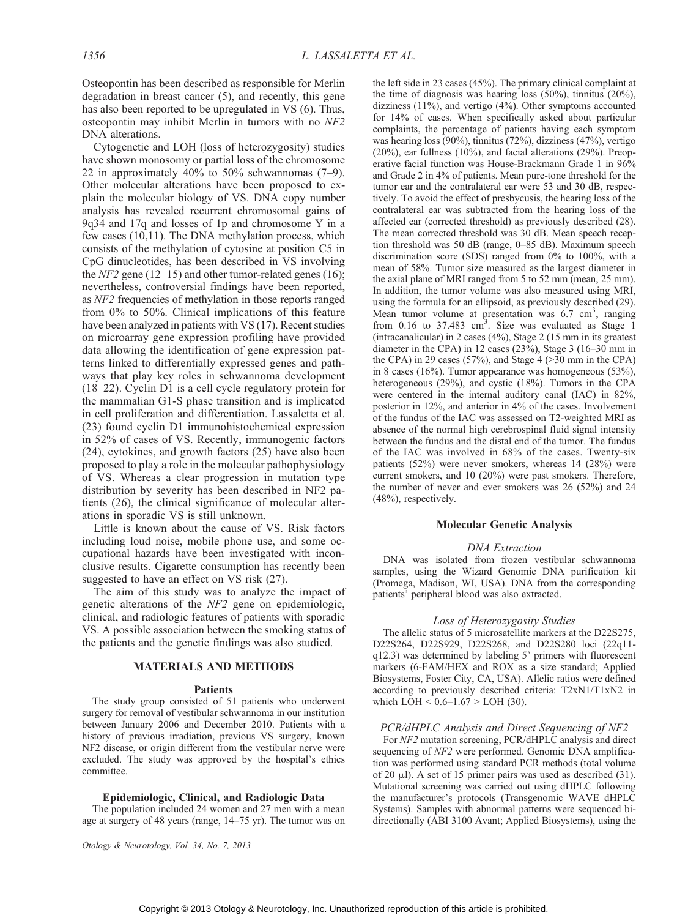Osteopontin has been described as responsible for Merlin degradation in breast cancer (5), and recently, this gene has also been reported to be upregulated in VS (6). Thus, osteopontin may inhibit Merlin in tumors with no *NF2* DNA alterations.

Cytogenetic and LOH (loss of heterozygosity) studies have shown monosomy or partial loss of the chromosome 22 in approximately 40% to 50% schwannomas (7–9). Other molecular alterations have been proposed to explain the molecular biology of VS. DNA copy number analysis has revealed recurrent chromosomal gains of 9q34 and 17q and losses of 1p and chromosome Y in a few cases (10,11). The DNA methylation process, which consists of the methylation of cytosine at position C5 in CpG dinucleotides, has been described in VS involving the *NF2* gene (12–15) and other tumor-related genes (16); nevertheless, controversial findings have been reported, as *NF2* frequencies of methylation in those reports ranged from 0% to 50%. Clinical implications of this feature have been analyzed in patients with VS (17). Recent studies on microarray gene expression profiling have provided data allowing the identification of gene expression patterns linked to differentially expressed genes and pathways that play key roles in schwannoma development (18–22). Cyclin D1 is a cell cycle regulatory protein for the mammalian G1-S phase transition and is implicated in cell proliferation and differentiation. Lassaletta et al. (23) found cyclin D1 immunohistochemical expression in 52% of cases of VS. Recently, immunogenic factors (24), cytokines, and growth factors (25) have also been proposed to play a role in the molecular pathophysiology of VS. Whereas a clear progression in mutation type distribution by severity has been described in NF2 patients (26), the clinical significance of molecular alterations in sporadic VS is still unknown.

Little is known about the cause of VS. Risk factors including loud noise, mobile phone use, and some occupational hazards have been investigated with inconclusive results. Cigarette consumption has recently been suggested to have an effect on VS risk (27).

The aim of this study was to analyze the impact of genetic alterations of the *NF2* gene on epidemiologic, clinical, and radiologic features of patients with sporadic VS. A possible association between the smoking status of the patients and the genetic findings was also studied.

## MATERIALS AND METHODS

### Patients

The study group consisted of 51 patients who underwent surgery for removal of vestibular schwannoma in our institution between January 2006 and December 2010. Patients with a history of previous irradiation, previous VS surgery, known NF2 disease, or origin different from the vestibular nerve were excluded. The study was approved by the hospital's ethics committee.

### Epidemiologic, Clinical, and Radiologic Data

The population included 24 women and 27 men with a mean age at surgery of 48 years (range, 14–75 yr). The tumor was on the left side in 23 cases (45%). The primary clinical complaint at the time of diagnosis was hearing loss (50%), tinnitus (20%), dizziness (11%), and vertigo (4%). Other symptoms accounted for 14% of cases. When specifically asked about particular complaints, the percentage of patients having each symptom was hearing loss (90%), tinnitus (72%), dizziness (47%), vertigo (20%), ear fullness (10%), and facial alterations (29%). Preoperative facial function was House-Brackmann Grade 1 in 96% and Grade 2 in 4% of patients. Mean pure-tone threshold for the tumor ear and the contralateral ear were 53 and 30 dB, respectively. To avoid the effect of presbycusis, the hearing loss of the contralateral ear was subtracted from the hearing loss of the affected ear (corrected threshold) as previously described (28). The mean corrected threshold was 30 dB. Mean speech reception threshold was 50 dB (range, 0–85 dB). Maximum speech discrimination score (SDS) ranged from 0% to 100%, with a mean of 58%. Tumor size measured as the largest diameter in the axial plane of MRI ranged from 5 to 52 mm (mean, 25 mm). In addition, the tumor volume was also measured using MRI, using the formula for an ellipsoid, as previously described (29). Mean tumor volume at presentation was 6.7 $cm^3$, ranging from 0.16 to 37.483 $cm^3$. Size was evaluated as Stage 1 (intracanalicular) in 2 cases (4%), Stage 2 (15 mm in its greatest diameter in the CPA) in 12 cases (23%), Stage 3 (16–30 mm in the CPA) in 29 cases (57%), and Stage 4 (>30 mm in the CPA) in 8 cases (16%). Tumor appearance was homogeneous (53%), heterogeneous (29%), and cystic (18%). Tumors in the CPA were centered in the internal auditory canal (IAC) in 82%, posterior in 12%, and anterior in 4% of the cases. Involvement of the fundus of the IAC was assessed on T2-weighted MRI as absence of the normal high cerebrospinal fluid signal intensity between the fundus and the distal end of the tumor. The fundus of the IAC was involved in 68% of the cases. Twenty-six patients (52%) were never smokers, whereas 14 (28%) were current smokers, and 10 (20%) were past smokers. Therefore, the number of never and ever smokers was 26 (52%) and 24 (48%), respectively.

### Molecular Genetic Analysis

#### *DNA Extraction*

DNA was isolated from frozen vestibular schwannoma samples, using the Wizard Genomic DNA purification kit (Promega, Madison, WI, USA). DNA from the corresponding patients' peripheral blood was also extracted.

#### *Loss of Heterozygosity Studies*

The allelic status of 5 microsatellite markers at the D22S275, D22S264, D22S929, D22S268, and D22S280 loci (22q11-q12.3) was determined by labeling 5′ primers with fluorescent markers (6-FAM/HEX and ROX as a size standard; Applied Biosystems, Foster City, CA, USA). Allelic ratios were defined according to previously described criteria: T2xN1/T1xN2 in which LOH < 0.6–1.67 > LOH (30).

#### *PCR/dHPLC Analysis and Direct Sequencing of NF2*

For *NF2* mutation screening, PCR/dHPLC analysis and direct sequencing of *NF2* were performed. Genomic DNA amplification was performed using standard PCR methods (total volume of 20 μl). A set of 15 primer pairs was used as described (31). Mutational screening was carried out using dHPLC following the manufacturer's protocols (Transgenomic WAVE dHPLC Systems). Samples with abnormal patterns were sequenced bidirectionally (ABI 3100 Avant; Applied Biosystems), using the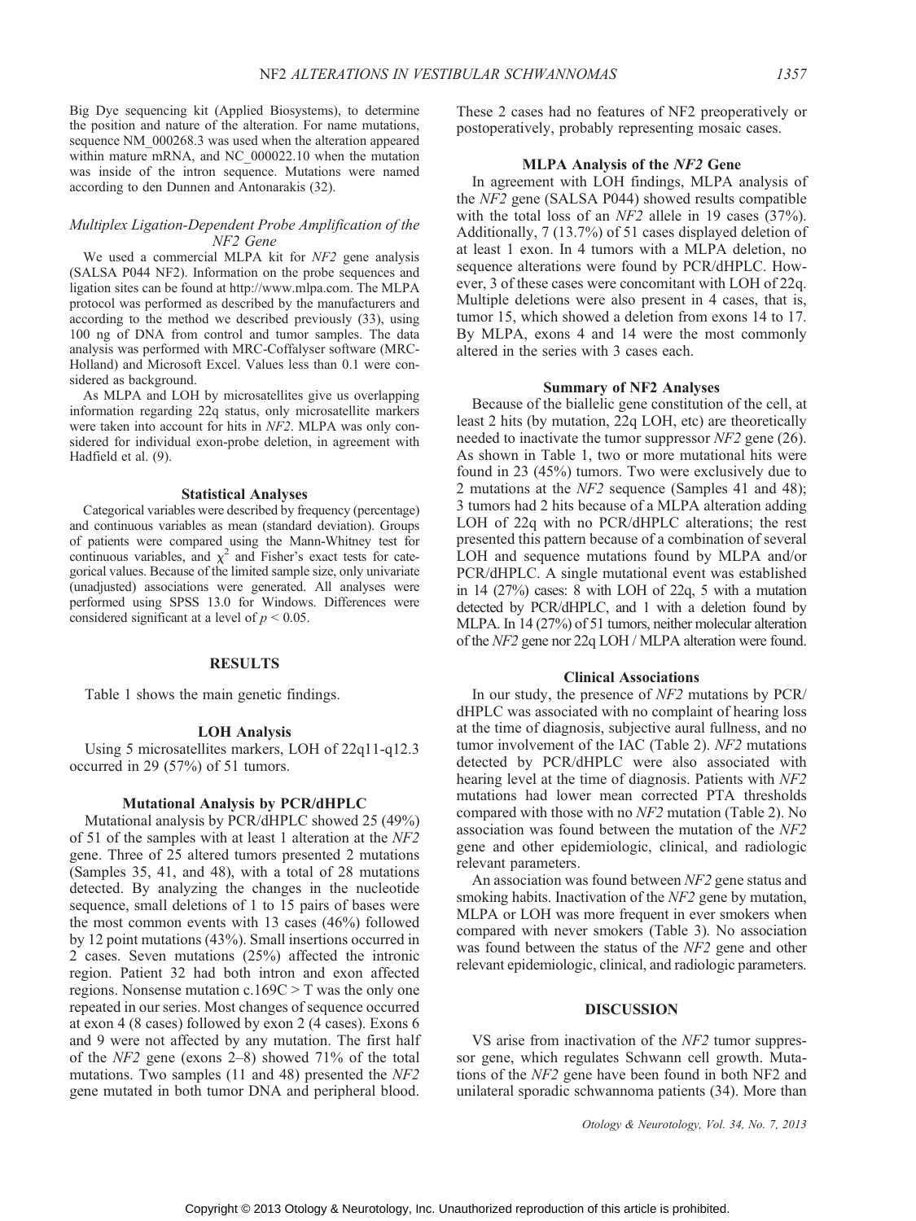Big Dye sequencing kit (Applied Biosystems), to determine the position and nature of the alteration. For name mutations, sequence NM_000268.3 was used when the alteration appeared within mature mRNA, and NC_000022.10 when the mutation was inside of the intron sequence. Mutations were named according to den Dunnen and Antonarakis (32).

### *Multiplex Ligation-Dependent Probe Amplification of the NF2 Gene*

We used a commercial MLPA kit for *NF2* gene analysis (SALSA P044 NF2). Information on the probe sequences and ligation sites can be found at http://www.mlpa.com. The MLPA protocol was performed as described by the manufacturers and according to the method we described previously (33), using 100 ng of DNA from control and tumor samples. The data analysis was performed with MRC-Coffalyser software (MRC-Holland) and Microsoft Excel. Values less than 0.1 were considered as background.

As MLPA and LOH by microsatellites give us overlapping information regarding 22q status, only microsatellite markers were taken into account for hits in *NF2*. MLPA was only considered for individual exon-probe deletion, in agreement with Hadfield et al. (9).

### Statistical Analyses

Categorical variables were described by frequency (percentage) and continuous variables as mean (standard deviation). Groups of patients were compared using the Mann-Whitney test for continuous variables, and $\chi^2$ and Fisher's exact tests for categorical values. Because of the limited sample size, only univariate (unadjusted) associations were generated. All analyses were performed using SPSS 13.0 for Windows. Differences were considered significant at a level of $p < 0.05$.

## RESULTS

Table 1 shows the main genetic findings.

### LOH Analysis

Using 5 microsatellites markers, LOH of 22q11-q12.3 occurred in 29 (57%) of 51 tumors.

### Mutational Analysis by PCR/dHPLC

Mutational analysis by PCR/dHPLC showed 25 (49%) of 51 of the samples with at least 1 alteration at the *NF2* gene. Three of 25 altered tumors presented 2 mutations (Samples 35, 41, and 48), with a total of 28 mutations detected. By analyzing the changes in the nucleotide sequence, small deletions of 1 to 15 pairs of bases were the most common events with 13 cases (46%) followed by 12 point mutations (43%). Small insertions occurred in 2 cases. Seven mutations (25%) affected the intronic region. Patient 32 had both intron and exon affected regions. Nonsense mutation c.169C > T was the only one repeated in our series. Most changes of sequence occurred at exon 4 (8 cases) followed by exon 2 (4 cases). Exons 6 and 9 were not affected by any mutation. The first half of the *NF2* gene (exons 2–8) showed 71% of the total mutations. Two samples (11 and 48) presented the *NF2* gene mutated in both tumor DNA and peripheral blood. These 2 cases had no features of NF2 preoperatively or postoperatively, probably representing mosaic cases.

### MLPA Analysis of the *NF2* Gene

In agreement with LOH findings, MLPA analysis of the *NF2* gene (SALSA P044) showed results compatible with the total loss of an *NF2* allele in 19 cases (37%). Additionally, 7 (13.7%) of 51 cases displayed deletion of at least 1 exon. In 4 tumors with a MLPA deletion, no sequence alterations were found by PCR/dHPLC. However, 3 of these cases were concomitant with LOH of 22q. Multiple deletions were also present in 4 cases, that is, tumor 15, which showed a deletion from exons 14 to 17. By MLPA, exons 4 and 14 were the most commonly altered in the series with 3 cases each.

### Summary of NF2 Analyses

Because of the biallelic gene constitution of the cell, at least 2 hits (by mutation, 22q LOH, etc) are theoretically needed to inactivate the tumor suppressor *NF2* gene (26). As shown in Table 1, two or more mutational hits were found in 23 (45%) tumors. Two were exclusively due to 2 mutations at the *NF2* sequence (Samples 41 and 48); 3 tumors had 2 hits because of a MLPA alteration adding LOH of 22q with no PCR/dHPLC alterations; the rest presented this pattern because of a combination of several LOH and sequence mutations found by MLPA and/or PCR/dHPLC. A single mutational event was established in 14 (27%) cases: 8 with LOH of 22q, 5 with a mutation detected by PCR/dHPLC, and 1 with a deletion found by MLPA. In 14 (27%) of 51 tumors, neither molecular alteration of the *NF2* gene nor 22q LOH / MLPA alteration were found.

### Clinical Associations

In our study, the presence of *NF2* mutations by PCR/dHPLC was associated with no complaint of hearing loss at the time of diagnosis, subjective aural fullness, and no tumor involvement of the IAC (Table 2). *NF2* mutations detected by PCR/dHPLC were also associated with hearing level at the time of diagnosis. Patients with *NF2* mutations had lower mean corrected PTA thresholds compared with those with no *NF2* mutation (Table 2). No association was found between the mutation of the *NF2* gene and other epidemiologic, clinical, and radiologic relevant parameters.

An association was found between *NF2* gene status and smoking habits. Inactivation of the *NF2* gene by mutation, MLPA or LOH was more frequent in ever smokers when compared with never smokers (Table 3). No association was found between the status of the *NF2* gene and other relevant epidemiologic, clinical, and radiologic parameters.

## DISCUSSION

VS arise from inactivation of the *NF2* tumor suppressor gene, which regulates Schwann cell growth. Mutations of the *NF2* gene have been found in both NF2 and unilateral sporadic schwannoma patients (34). More than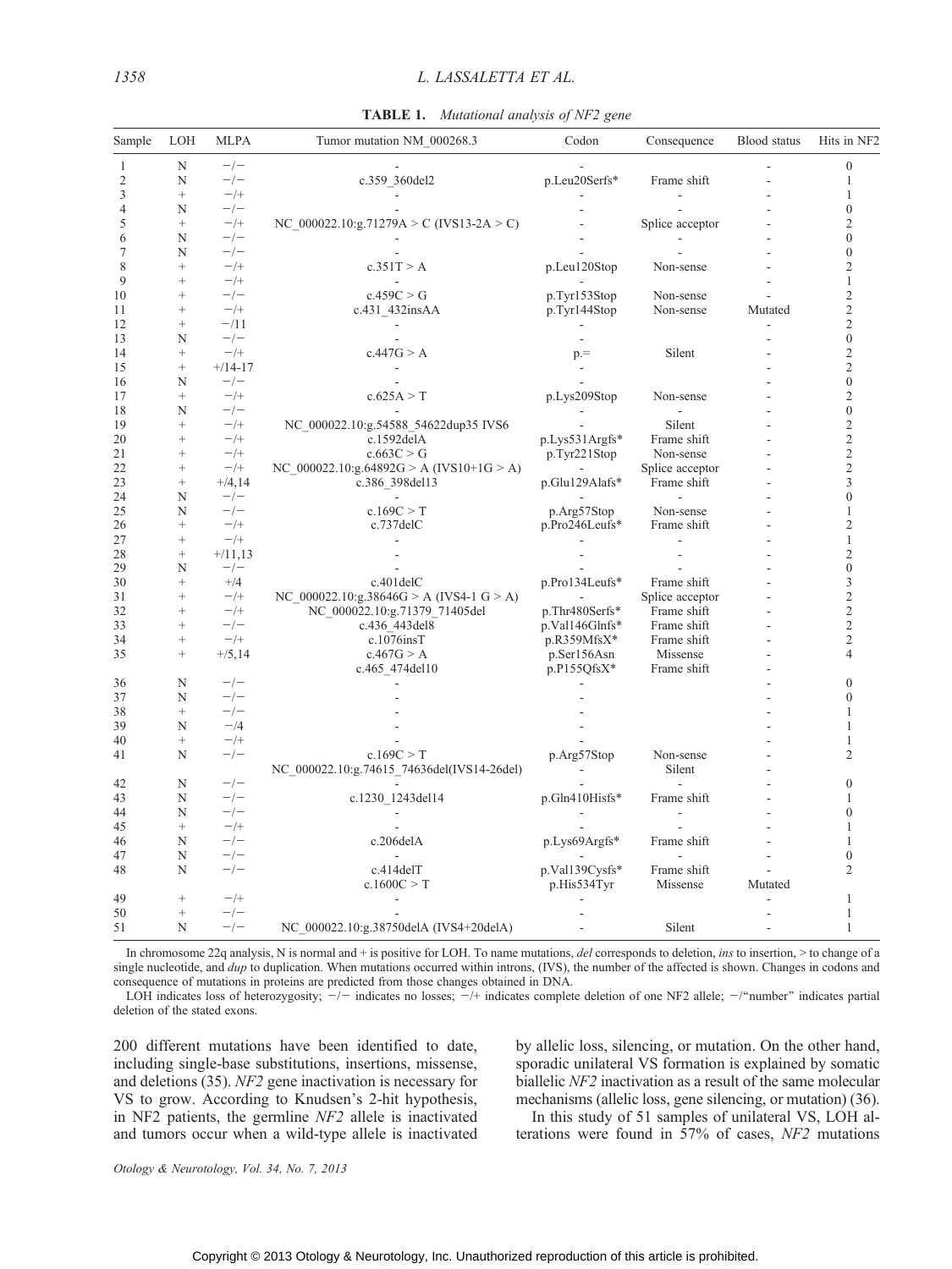**TABLE 1.** *Mutational analysis of NF2 gene*

| Sample | LOH | MLPA | Tumor mutation NM_000268.3 | Codon | Consequence | Blood status | Hits in NF2 |
|---|---|---|---|---|---|---|---|
| 1 | N | −/− | - | - | | - | 0 |
| 2 | N | −/− | c.359_360del2 | p.Leu20Serfs* | Frame shift | - | 1 |
| 3 | + | −/+ | - | - | - | - | 1 |
| 4 | N | −/− | - | - | - | - | 0 |
| 5 | + | −/+ | NC_000022.10:g.71279A > C (IVS13-2A > C) | - | Splice acceptor | - | 2 |
| 6 | N | −/− | - | - | - | - | 0 |
| 7 | N | −/− | - | - | - | - | 0 |
| 8 | + | −/+ | c.351T > A | p.Leu120Stop | Non-sense | - | 2 |
| 9 | + | −/+ | - | - | | - | 1 |
| 10 | + | −/− | c.459C > G | p.Tyr153Stop | Non-sense | - | 2 |
| 11 | + | −/+ | c.431_432insAA | p.Tyr144Stop | Non-sense | Mutated | 2 |
| 12 | + | −/11 | - | - | | - | 2 |
| 13 | N | −/− | - | - | | - | 0 |
| 14 | + | −/+ | c.447G > A | p.= | Silent | - | 2 |
| 15 | + | +/14-17 | - | - | | - | 2 |
| 16 | N | −/− | - | - | | - | 0 |
| 17 | + | −/+ | c.625A > T | p.Lys209Stop | Non-sense | - | 2 |
| 18 | N | −/− | - | - | - | - | 0 |
| 19 | + | −/+ | NC_000022.10:g.54588_54622dup35 IVS6 | - | Silent | - | 2 |
| 20 | + | −/+ | c.1592delA | p.Lys531Argfs* | Frame shift | - | 2 |
| 21 | + | −/+ | c.663C > G | p.Tyr221Stop | Non-sense | - | 2 |
| 22 | + | −/+ | NC_000022.10:g.64892G > A (IVS10+1G > A) | - | Splice acceptor | - | 2 |
| 23 | + | +/4,14 | c.386_398del13 | p.Glu129Alafs* | Frame shift | - | 3 |
| 24 | N | −/− | - | - | - | - | 0 |
| 25 | N | −/− | c.169C > T | p.Arg57Stop | Non-sense | - | 1 |
| 26 | + | −/+ | c.737delC | p.Pro246Leufs* | Frame shift | - | 2 |
| 27 | + | −/+ | - | - | - | - | 1 |
| 28 | + | +/11,13 | - | - | - | - | 2 |
| 29 | N | −/− | - | - | - | - | 0 |
| 30 | + | +/4 | c.401delC | p.Pro134Leufs* | Frame shift | - | 3 |
| 31 | + | −/+ | NC_000022.10:g.38646G > A (IVS4-1 G > A) | - | Splice acceptor | - | 2 |
| 32 | + | −/+ | NC_000022.10:g.71379_71405del | p.Thr480Serfs* | Frame shift | - | 2 |
| 33 | + | −/− | c.436_443del8 | p.Val146Glnfs* | Frame shift | - | 2 |
| 34 | + | −/+ | c.1076insT | p.R359MfsX* | Frame shift | - | 2 |
| 35 | + | +/5,14 | c.467G > A | p.Ser156Asn | Missense | - | 4 |
| | | | c.465_474del10 | p.P155QfsX* | Frame shift | - | |
| 36 | N | −/− | - | - | | - | 0 |
| 37 | N | −/− | - | - | | - | 0 |
| 38 | + | −/− | - | - | | - | 1 |
| 39 | N | −/4 | - | - | | - | 1 |
| 40 | + | −/+ | - | - | | - | 1 |
| 41 | N | −/− | c.169C > T | p.Arg57Stop | Non-sense | - | 2 |
| | | | NC_000022.10:g.74615_74636del(IVS14-26del) | - | Silent | - | |
| 42 | N | −/− | - | - | - | | 0 |
| 43 | N | −/− | c.1230_1243del14 | p.Gln410Hisfs* | Frame shift | - | 1 |
| 44 | N | −/− | - | - | - | - | 0 |
| 45 | + | −/+ | - | - | - | - | 1 |
| 46 | N | −/− | c.206delA | p.Lys69Argfs* | Frame shift | - | 1 |
| 47 | N | −/− | - | - | - | - | 0 |
| 48 | N | −/− | c.414delT | p.Val139Cysfs* | Frame shift | - | 2 |
| | | | c.1600C > T | p.His534Tyr | Missense | Mutated | |
| 49 | + | −/+ | - | - | | - | 1 |
| 50 | + | −/− | - | - | | - | 1 |
| 51 | N | −/− | NC_000022.10:g.38750delA (IVS4+20delA) | - | Silent | - | 1 |

In chromosome 22q analysis, N is normal and + is positive for LOH. To name mutations, *del* corresponds to deletion, *ins* to insertion, > to change of a single nucleotide, and *dup* to duplication. When mutations occurred within introns, (IVS), the number of the affected is shown. Changes in codons and consequence of mutations in proteins are predicted from those changes obtained in DNA.

LOH indicates loss of heterozygosity; −/− indicates no losses; −/+ indicates complete deletion of one NF2 allele; −/"number" indicates partial deletion of the stated exons.

200 different mutations have been identified to date, including single-base substitutions, insertions, missense, and deletions (35). *NF2* gene inactivation is necessary for VS to grow. According to Knudsen's 2-hit hypothesis, in NF2 patients, the germline *NF2* allele is inactivated and tumors occur when a wild-type allele is inactivated by allelic loss, silencing, or mutation. On the other hand, sporadic unilateral VS formation is explained by somatic biallelic *NF2* inactivation as a result of the same molecular mechanisms (allelic loss, gene silencing, or mutation) (36).

In this study of 51 samples of unilateral VS, LOH alterations were found in 57% of cases, *NF2* mutations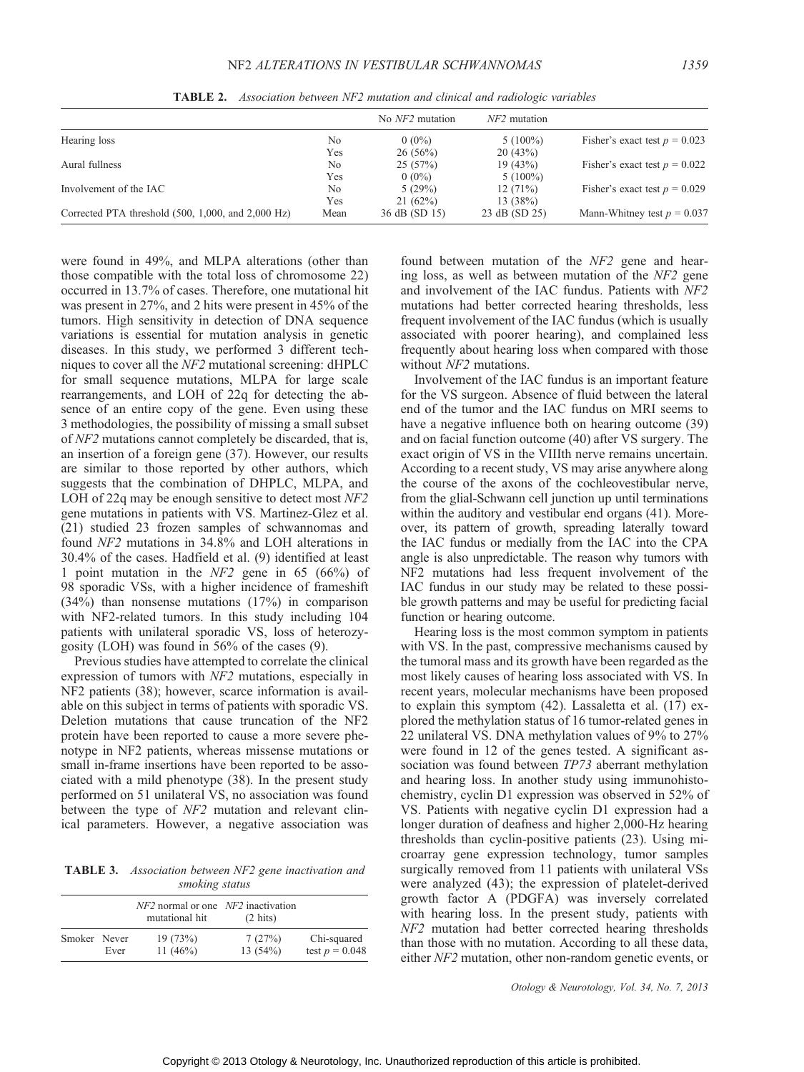**TABLE 2.** *Association between NF2 mutation and clinical and radiologic variables*

| | | No *NF2* mutation | *NF2* mutation | |
|---|---|---|---|---|
| Hearing loss | No | 0 (0%) | 5 (100%) | Fisher's exact test $p = 0.023$ |
| | Yes | 26 (56%) | 20 (43%) | |
| Aural fullness | No | 25 (57%) | 19 (43%) | Fisher's exact test $p = 0.022$ |
| | Yes | 0 (0%) | 5 (100%) | |
| Involvement of the IAC | No | 5 (29%) | 12 (71%) | Fisher's exact test $p = 0.029$ |
| | Yes | 21 (62%) | 13 (38%) | |
| Corrected PTA threshold (500, 1,000, and 2,000 Hz) | Mean | 36 dB (SD 15) | 23 dB (SD 25) | Mann-Whitney test $p = 0.037$ |

were found in 49%, and MLPA alterations (other than those compatible with the total loss of chromosome 22) occurred in 13.7% of cases. Therefore, one mutational hit was present in 27%, and 2 hits were present in 45% of the tumors. High sensitivity in detection of DNA sequence variations is essential for mutation analysis in genetic diseases. In this study, we performed 3 different techniques to cover all the *NF2* mutational screening: dHPLC for small sequence mutations, MLPA for large scale rearrangements, and LOH of 22q for detecting the absence of an entire copy of the gene. Even using these 3 methodologies, the possibility of missing a small subset of *NF2* mutations cannot completely be discarded, that is, an insertion of a foreign gene (37). However, our results are similar to those reported by other authors, which suggests that the combination of DHPLC, MLPA, and LOH of 22q may be enough sensitive to detect most *NF2* gene mutations in patients with VS. Martinez-Glez et al. (21) studied 23 frozen samples of schwannomas and found *NF2* mutations in 34.8% and LOH alterations in 30.4% of the cases. Hadfield et al. (9) identified at least 1 point mutation in the *NF2* gene in 65 (66%) of 98 sporadic VSs, with a higher incidence of frameshift (34%) than nonsense mutations (17%) in comparison with NF2-related tumors. In this study including 104 patients with unilateral sporadic VS, loss of heterozygosity (LOH) was found in 56% of the cases (9).

Previous studies have attempted to correlate the clinical expression of tumors with *NF2* mutations, especially in NF2 patients (38); however, scarce information is available on this subject in terms of patients with sporadic VS. Deletion mutations that cause truncation of the NF2 protein have been reported to cause a more severe phenotype in NF2 patients, whereas missense mutations or small in-frame insertions have been reported to be associated with a mild phenotype (38). In the present study performed on 51 unilateral VS, no association was found between the type of *NF2* mutation and relevant clinical parameters. However, a negative association was found between mutation of the *NF2* gene and hearing loss, as well as between mutation of the *NF2* gene and involvement of the IAC fundus. Patients with *NF2* mutations had better corrected hearing thresholds, less frequent involvement of the IAC fundus (which is usually associated with poorer hearing), and complained less frequently about hearing loss when compared with those without *NF2* mutations.

**TABLE 3.** *Association between NF2 gene inactivation and smoking status*

| | | *NF2* normal or one mutational hit | *NF2* inactivation (2 hits) | |
|---|---|---|---|---|
| Smoker | Never | 19 (73%) | 7 (27%) | Chi-squared test $p = 0.048$ |
| | Ever | 11 (46%) | 13 (54%) | |

Involvement of the IAC fundus is an important feature for the VS surgeon. Absence of fluid between the lateral end of the tumor and the IAC fundus on MRI seems to have a negative influence both on hearing outcome (39) and on facial function outcome (40) after VS surgery. The exact origin of VS in the VIIIth nerve remains uncertain. According to a recent study, VS may arise anywhere along the course of the axons of the cochleovestibular nerve, from the glial-Schwann cell junction up until terminations within the auditory and vestibular end organs (41). Moreover, its pattern of growth, spreading laterally toward the IAC fundus or medially from the IAC into the CPA angle is also unpredictable. The reason why tumors with NF2 mutations had less frequent involvement of the IAC fundus in our study may be related to these possible growth patterns and may be useful for predicting facial function or hearing outcome.

Hearing loss is the most common symptom in patients with VS. In the past, compressive mechanisms caused by the tumoral mass and its growth have been regarded as the most likely causes of hearing loss associated with VS. In recent years, molecular mechanisms have been proposed to explain this symptom (42). Lassaletta et al. (17) explored the methylation status of 16 tumor-related genes in 22 unilateral VS. DNA methylation values of 9% to 27% were found in 12 of the genes tested. A significant association was found between *TP73* aberrant methylation and hearing loss. In another study using immunohistochemistry, cyclin D1 expression was observed in 52% of VS. Patients with negative cyclin D1 expression had a longer duration of deafness and higher 2,000-Hz hearing thresholds than cyclin-positive patients (23). Using microarray gene expression technology, tumor samples surgically removed from 11 patients with unilateral VSs were analyzed (43); the expression of platelet-derived growth factor A (PDGFA) was inversely correlated with hearing loss. In the present study, patients with *NF2* mutation had better corrected hearing thresholds than those with no mutation. According to all these data, either *NF2* mutation, other non-random genetic events, or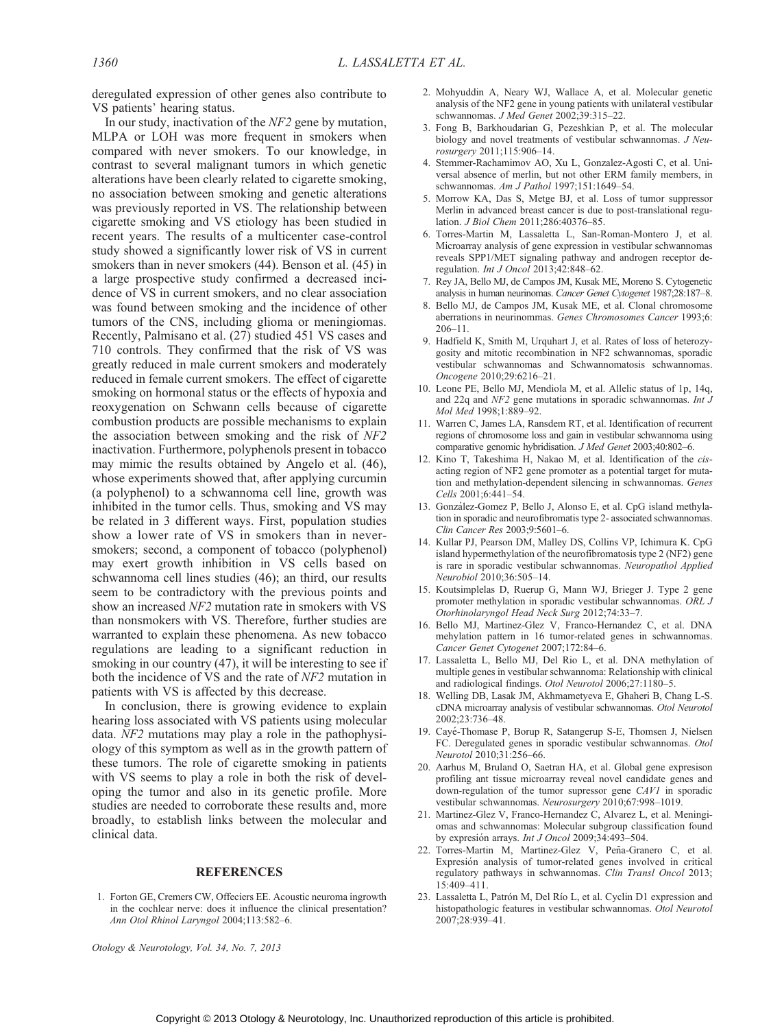deregulated expression of other genes also contribute to VS patients' hearing status.

In our study, inactivation of the *NF2* gene by mutation, MLPA or LOH was more frequent in smokers when compared with never smokers. To our knowledge, in contrast to several malignant tumors in which genetic alterations have been clearly related to cigarette smoking, no association between smoking and genetic alterations was previously reported in VS. The relationship between cigarette smoking and VS etiology has been studied in recent years. The results of a multicenter case-control study showed a significantly lower risk of VS in current smokers than in never smokers (44). Benson et al. (45) in a large prospective study confirmed a decreased incidence of VS in current smokers, and no clear association was found between smoking and the incidence of other tumors of the CNS, including glioma or meningiomas. Recently, Palmisano et al. (27) studied 451 VS cases and 710 controls. They confirmed that the risk of VS was greatly reduced in male current smokers and moderately reduced in female current smokers. The effect of cigarette smoking on hormonal status or the effects of hypoxia and reoxygenation on Schwann cells because of cigarette combustion products are possible mechanisms to explain the association between smoking and the risk of *NF2* inactivation. Furthermore, polyphenols present in tobacco may mimic the results obtained by Angelo et al. (46), whose experiments showed that, after applying curcumin (a polyphenol) to a schwannoma cell line, growth was inhibited in the tumor cells. Thus, smoking and VS may be related in 3 different ways. First, population studies show a lower rate of VS in smokers than in never-smokers; second, a component of tobacco (polyphenol) may exert growth inhibition in VS cells based on schwannoma cell lines studies (46); an third, our results seem to be contradictory with the previous points and show an increased *NF2* mutation rate in smokers with VS than nonsmokers with VS. Therefore, further studies are warranted to explain these phenomena. As new tobacco regulations are leading to a significant reduction in smoking in our country (47), it will be interesting to see if both the incidence of VS and the rate of *NF2* mutation in patients with VS is affected by this decrease.

In conclusion, there is growing evidence to explain hearing loss associated with VS patients using molecular data. *NF2* mutations may play a role in the pathophysiology of this symptom as well as in the growth pattern of these tumors. The role of cigarette smoking in patients with VS seems to play a role in both the risk of developing the tumor and also in its genetic profile. More studies are needed to corroborate these results and, more broadly, to establish links between the molecular and clinical data.

## REFERENCES

1. Forton GE, Cremers CW, Offeciers EE. Acoustic neuroma ingrowth in the cochlear nerve: does it influence the clinical presentation? *Ann Otol Rhinol Laryngol* 2004;113:582–6.
2. Mohyuddin A, Neary WJ, Wallace A, et al. Molecular genetic analysis of the NF2 gene in young patients with unilateral vestibular schwannomas. *J Med Genet* 2002;39:315–22.
3. Fong B, Barkhoudarian G, Pezeshkian P, et al. The molecular biology and novel treatments of vestibular schwannomas. *J Neurosurgery* 2011;115:906–14.
4. Stemmer-Rachamimov AO, Xu L, Gonzalez-Agosti C, et al. Universal absence of merlin, but not other ERM family members, in schwannomas. *Am J Pathol* 1997;151:1649–54.
5. Morrow KA, Das S, Metge BJ, et al. Loss of tumor suppressor Merlin in advanced breast cancer is due to post-translational regulation. *J Biol Chem* 2011;286:40376–85.
6. Torres-Martin M, Lassaletta L, San-Roman-Montero J, et al. Microarray analysis of gene expression in vestibular schwannomas reveals SPP1/MET signaling pathway and androgen receptor deregulation. *Int J Oncol* 2013;42:848–62.
7. Rey JA, Bello MJ, de Campos JM, Kusak ME, Moreno S. Cytogenetic analysis in human neurinomas. *Cancer Genet Cytogenet* 1987;28:187–8.
8. Bello MJ, de Campos JM, Kusak ME, et al. Clonal chromosome aberrations in neurinommas. *Genes Chromosomes Cancer* 1993;6: 206–11.
9. Hadfield K, Smith M, Urquhart J, et al. Rates of loss of heterozygosity and mitotic recombination in NF2 schwannomas, sporadic vestibular schwannomas and Schwannomatosis schwannomas. *Oncogene* 2010;29:6216–21.
10. Leone PE, Bello MJ, Mendiola M, et al. Allelic status of 1p, 14q, and 22q and *NF2* gene mutations in sporadic schwannomas. *Int J Mol Med* 1998;1:889–92.
11. Warren C, James LA, Ransdem RT, et al. Identification of recurrent regions of chromosome loss and gain in vestibular schwannoma using comparative genomic hybridisation. *J Med Genet* 2003;40:802–6.
12. Kino T, Takeshima H, Nakao M, et al. Identification of the *cis*-acting region of NF2 gene promoter as a potential target for mutation and methylation-dependent silencing in schwannomas. *Genes Cells* 2001;6:441–54.
13. González-Gomez P, Bello J, Alonso E, et al. CpG island methylation in sporadic and neurofibromatis type 2- associated schwannomas. *Clin Cancer Res* 2003;9:5601–6.
14. Kullar PJ, Pearson DM, Malley DS, Collins VP, Ichimura K. CpG island hypermethylation of the neurofibromatosis type 2 (NF2) gene is rare in sporadic vestibular schwannomas. *Neuropathol Applied Neurobiol* 2010;36:505–14.
15. Koutsimplelas D, Ruerup G, Mann WJ, Brieger J. Type 2 gene promoter methylation in sporadic vestibular schwannomas. *ORL J Otorhinolaryngol Head Neck Surg* 2012;74:33–7.
16. Bello MJ, Martinez-Glez V, Franco-Hernandez C, et al. DNA mehylation pattern in 16 tumor-related genes in schwannomas. *Cancer Genet Cytogenet* 2007;172:84–6.
17. Lassaletta L, Bello MJ, Del Rio L, et al. DNA methylation of multiple genes in vestibular schwannoma: Relationship with clinical and radiological findings. *Otol Neurotol* 2006;27:1180–5.
18. Welling DB, Lasak JM, Akhmametyeva E, Ghaheri B, Chang L-S. cDNA microarray analysis of vestibular schwannomas. *Otol Neurotol* 2002;23:736–48.
19. Cayé-Thomase P, Borup R, Satangerup S-E, Thomsen J, Nielsen FC. Deregulated genes in sporadic vestibular schwannomas. *Otol Neurotol* 2010;31:256–66.
20. Aarhus M, Bruland O, Saetran HA, et al. Global gene expresison profiling ant tissue microarray reveal novel candidate genes and down-regulation of the tumor supressor gene *CAV1* in sporadic vestibular schwannomas. *Neurosurgery* 2010;67:998–1019.
21. Martinez-Glez V, Franco-Hernandez C, Alvarez L, et al. Meningiomas and schwannomas: Molecular subgroup classification found by expresión arrays. *Int J Oncol* 2009;34:493–504.
22. Torres-Martin M, Martinez-Glez V, Peña-Granero C, et al. Expresión analysis of tumor-related genes involved in critical regulatory pathways in schwannomas. *Clin Transl Oncol* 2013; 15:409–411.
23. Lassaletta L, Patrón M, Del Río L, et al. Cyclin D1 expression and histopathologic features in vestibular schwannomas. *Otol Neurotol* 2007;28:939–41.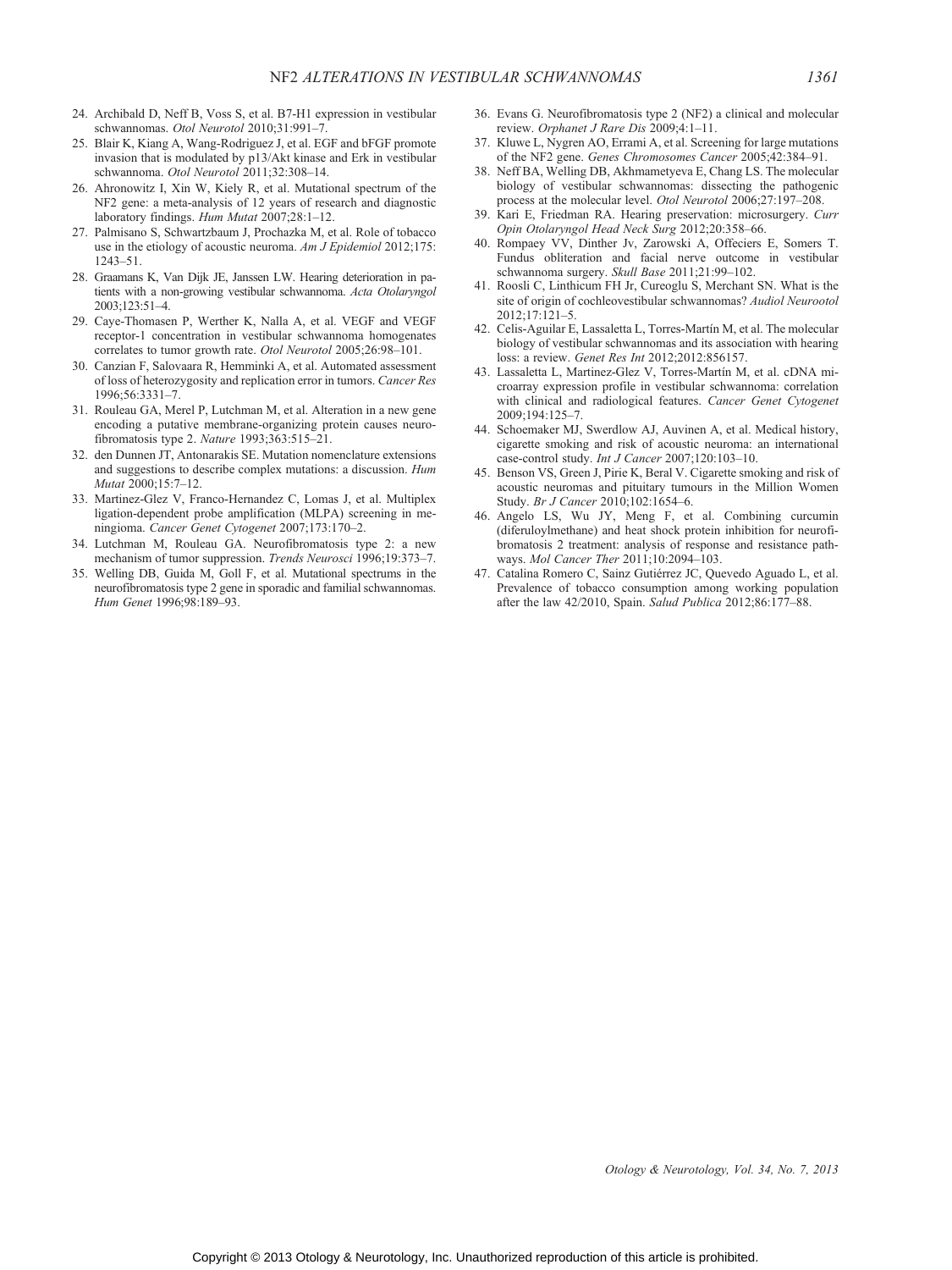24. Archibald D, Neff B, Voss S, et al. B7-H1 expression in vestibular schwannomas. *Otol Neurotol* 2010;31:991–7.
25. Blair K, Kiang A, Wang-Rodriguez J, et al. EGF and bFGF promote invasion that is modulated by p13/Akt kinase and Erk in vestibular schwannoma. *Otol Neurotol* 2011;32:308–14.
26. Ahronowitz I, Xin W, Kiely R, et al. Mutational spectrum of the NF2 gene: a meta-analysis of 12 years of research and diagnostic laboratory findings. *Hum Mutat* 2007;28:1–12.
27. Palmisano S, Schwartzbaum J, Prochazka M, et al. Role of tobacco use in the etiology of acoustic neuroma. *Am J Epidemiol* 2012;175: 1243–51.
28. Graamans K, Van Dijk JE, Janssen LW. Hearing deterioration in patients with a non-growing vestibular schwannoma. *Acta Otolaryngol* 2003;123:51–4.
29. Caye-Thomasen P, Werther K, Nalla A, et al. VEGF and VEGF receptor-1 concentration in vestibular schwannoma homogenates correlates to tumor growth rate. *Otol Neurotol* 2005;26:98–101.
30. Canzian F, Salovaara R, Hemminki A, et al. Automated assessment of loss of heterozygosity and replication error in tumors. *Cancer Res* 1996;56:3331–7.
31. Rouleau GA, Merel P, Lutchman M, et al. Alteration in a new gene encoding a putative membrane-organizing protein causes neurofibromatosis type 2. *Nature* 1993;363:515–21.
32. den Dunnen JT, Antonarakis SE. Mutation nomenclature extensions and suggestions to describe complex mutations: a discussion. *Hum Mutat* 2000;15:7–12.
33. Martinez-Glez V, Franco-Hernandez C, Lomas J, et al. Multiplex ligation-dependent probe amplification (MLPA) screening in meningioma. *Cancer Genet Cytogenet* 2007;173:170–2.
34. Lutchman M, Rouleau GA. Neurofibromatosis type 2: a new mechanism of tumor suppression. *Trends Neurosci* 1996;19:373–7.
35. Welling DB, Guida M, Goll F, et al. Mutational spectrums in the neurofibromatosis type 2 gene in sporadic and familial schwannomas. *Hum Genet* 1996;98:189–93.
36. Evans G. Neurofibromatosis type 2 (NF2) a clinical and molecular review. *Orphanet J Rare Dis* 2009;4:1–11.
37. Kluwe L, Nygren AO, Errami A, et al. Screening for large mutations of the NF2 gene. *Genes Chromosomes Cancer* 2005;42:384–91.
38. Neff BA, Welling DB, Akhmametyeva E, Chang LS. The molecular biology of vestibular schwannomas: dissecting the pathogenic process at the molecular level. *Otol Neurotol* 2006;27:197–208.
39. Kari E, Friedman RA. Hearing preservation: microsurgery. *Curr Opin Otolaryngol Head Neck Surg* 2012;20:358–66.
40. Rompaey VV, Dinther Jv, Zarowski A, Offeciers E, Somers T. Fundus obliteration and facial nerve outcome in vestibular schwannoma surgery. *Skull Base* 2011;21:99–102.
41. Roosli C, Linthicum FH Jr, Cureoglu S, Merchant SN. What is the site of origin of cochleovestibular schwannomas? *Audiol Neurootol* 2012;17:121–5.
42. Celis-Aguilar E, Lassaletta L, Torres-Martín M, et al. The molecular biology of vestibular schwannomas and its association with hearing loss: a review. *Genet Res Int* 2012;2012:856157.
43. Lassaletta L, Martinez-Glez V, Torres-Martín M, et al. cDNA microarray expression profile in vestibular schwannoma: correlation with clinical and radiological features. *Cancer Genet Cytogenet* 2009;194:125–7.
44. Schoemaker MJ, Swerdlow AJ, Auvinen A, et al. Medical history, cigarette smoking and risk of acoustic neuroma: an international case-control study. *Int J Cancer* 2007;120:103–10.
45. Benson VS, Green J, Pirie K, Beral V. Cigarette smoking and risk of acoustic neuromas and pituitary tumours in the Million Women Study. *Br J Cancer* 2010;102:1654–6.
46. Angelo LS, Wu JY, Meng F, et al. Combining curcumin (diferuloylmethane) and heat shock protein inhibition for neurofibromatosis 2 treatment: analysis of response and resistance pathways. *Mol Cancer Ther* 2011;10:2094–103.
47. Catalina Romero C, Sainz Gutiérrez JC, Quevedo Aguado L, et al. Prevalence of tobacco consumption among working population after the law 42/2010, Spain. *Salud Publica* 2012;86:177–88.